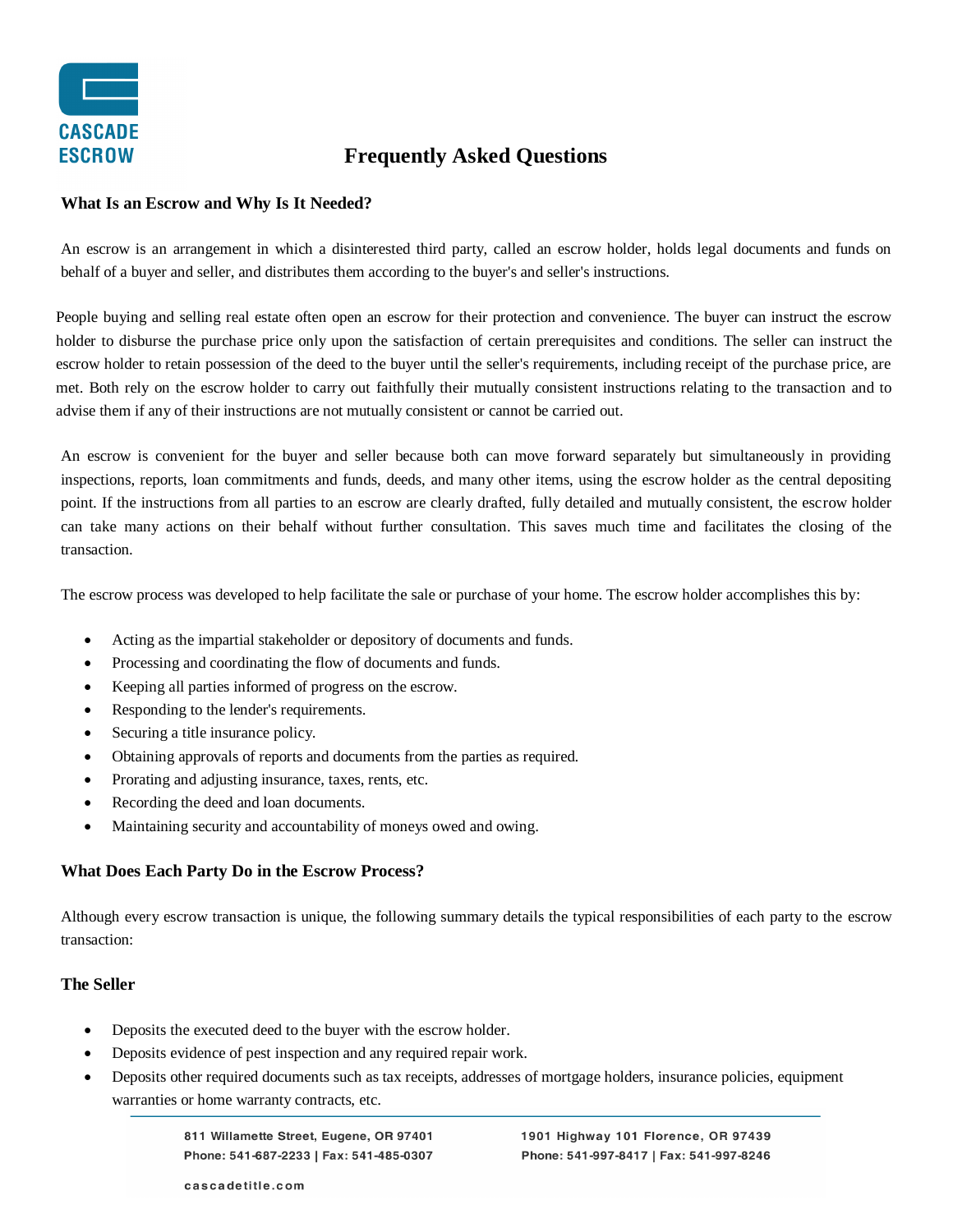# Frequently Asked Questions

## What Is an Escrow and Why Is It Needed?

An escrow is an arrangement in which a disinterested third party, called an escrow holder, holds legal documents and funds on behalf of a buyer and seller, and distributes them according to the buyer's and seller's instructions.

People buying and selling real estate often open an escrow for their protection and convenience. The buyer can instruct the escrow holder to disburse the purchase price only upon the satisfaction of certain prerequisites and conditions. The seller can instruct the escrow holder to retain possession of the deed to the buyer until the seller's requirements, including receipt of the purchase price, are met. Both rely on the escrow holder to carry out faithfully their mutually consistent instructions relating to the transaction and to advise them if any of their instructions are not mutually consistent or cannot be carried out.

An escrow is convenient for the buyer and seller because both can move forward separately but simultaneously in providing inspections, reports, loan commitments and funds, deeds, and many other items, using the escrow holder as the central depositing point. If the instructions from all parties to an escrow are clearly drafted, fully detailed and mutually consistent, the escrow holder can take many actions on their behalf without further consultation. This saves much time and facilitates the closing of the transaction.

The escrow process was developed to help facilitate the sale or purchase of your home. The escrow holder accomplishes this by:

- Acting as the impartial stakeholder or depository of documents and funds.
- Processing and coordinating the flow of documents and funds.
- Keeping all parties informed of progress on the escrow.
- Responding to the lender's requirements.
- Securing a title insurance policy.
- Obtaining approvals of reports and documents from the parties as required.
- Prorating and adjusting insurance, taxes, rents, etc.
- Recording the deed and loan documents.
- Maintaining security and accountability of moneys owed and owing.

## What Does Each Party Do in the Escrow Process?

Although every escrow transaction is unique, the following summary details the typical responsibilities of each party to the escrow transaction:

### The Seller

- Deposits the executed deed to the buyer with the escrow holder.
- Deposits evidence of pest inspection and any required repair work.
- Deposits other required documents such as tax receipts, addresses of mortgage holders, insurance policies, equipment warranties or home warranty contracts, etc.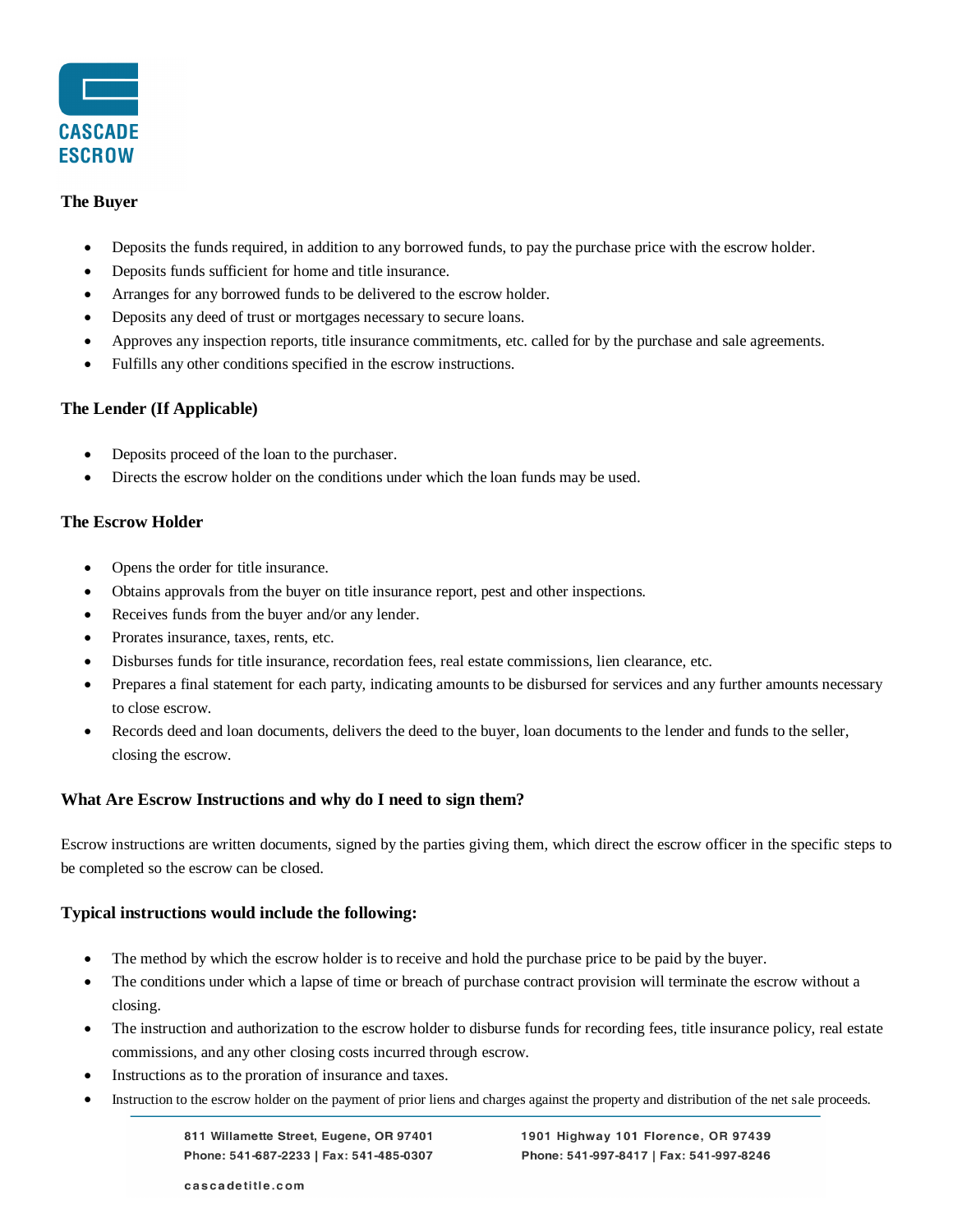### The Buyer

- Deposits the funds required, in addition to any borrowed funds, to pay the purchase price with the escrow holder.
- Deposits funds sufficient for home and title insurance.
- Arranges for any borrowed funds to be delivered to the escrow holder.
- Deposits any deed of trust or mortgages necessary to secure loans.
- Approves any inspection reports, title insurance commitments, etc. called for by the purchase and sale agreements.
- Fulfills any other conditions specified in the escrow instructions.

### The Lender (If Applicable)

- Deposits proceed of the loan to the purchaser.
- Directs the escrow holder on the conditions under which the loan funds may be used.

### The Escrow Holder

- Opens the order for title insurance.
- Obtains approvals from the buyer on title insurance report, pest and other inspections.
- Receives funds from the buyer and/or any lender.
- Prorates insurance, taxes, rents, etc.
- Disburses funds for title insurance, recordation fees, real estate commissions, lien clearance, etc.
- Prepares a final statement for each party, indicating amounts to be disbursed for services and any further amounts necessary to close escrow.
- Records deed and loan documents, delivers the deed to the buyer, loan documents to the lender and funds to the seller, closing the escrow.

### What Are Escrow Instructions and why do I need to sign them?

Escrow instructions are written documents, signed by the parties giving them, which direct the escrow officer in the specific steps to be completed so the escrow can be closed.

### Typical instructions would include the following:

- The method by which the escrow holder is to receive and hold the purchase price to be paid by the buyer.
- The conditions under which a lapse of time or breach of purchase contract provision will terminate the escrow without a closing.
- The instruction and authorization to the escrow holder to disburse funds for recording fees, title insurance policy, real estate commissions, and any other closing costs incurred through escrow.
- Instructions as to the proration of insurance and taxes.
- Instruction to the escrow holder on the payment of prior liens and charges against the property and distribution of the net sale proceeds.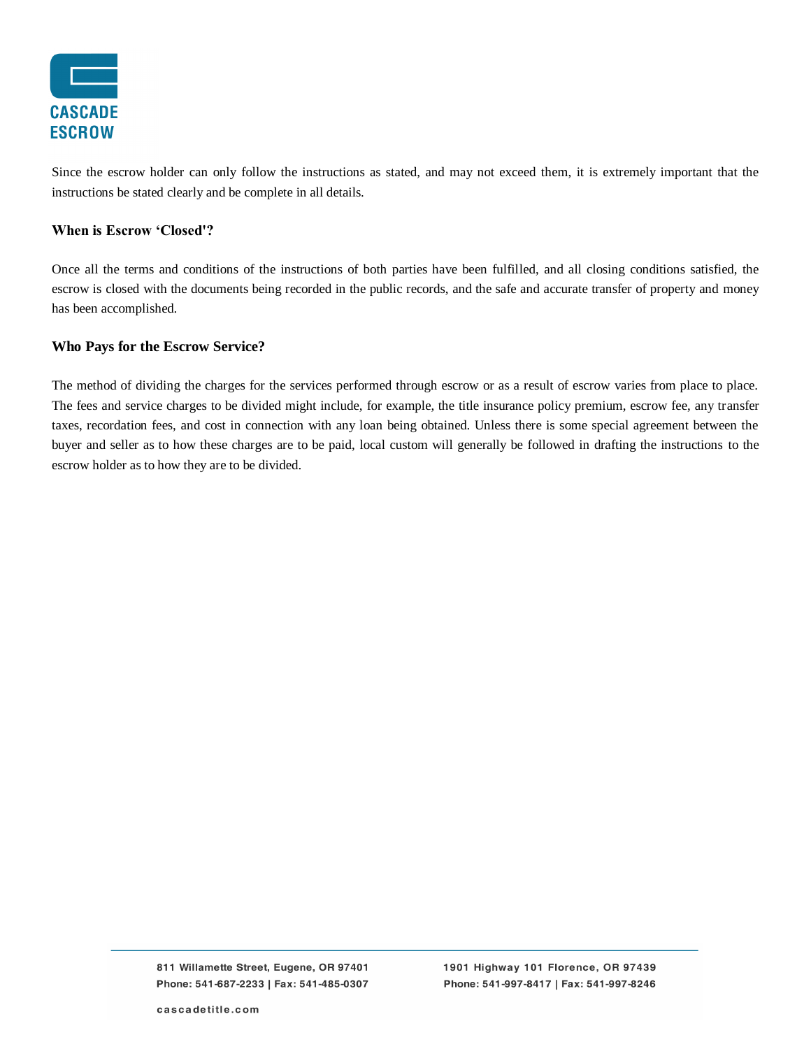Since the escrow holder can only follow the instructions as stated, and may not exceed them, it is extremely important that the instructions be stated clearly and be complete in all details.

### When is Escrow 'Closed'?

Once all the terms and conditions of the instructions of both parties have been fulfilled, and all closing conditions satisfied, the escrow is closed with the documents being recorded in the public records, and the safe and accurate transfer of property and money has been accomplished.

### Who Pays for the Escrow Service?

The method of dividing the charges for the services performed through escrow or as a result of escrow varies from place to place. The fees and service charges to be divided might include, for example, the title insurance policy premium, escrow fee, any transfer taxes, recordation fees, and cost in connection with any loan being obtained. Unless there is some special agreement between the buyer and seller as to how these charges are to be paid, local custom will generally be followed in drafting the instructions to the escrow holder as to how they are to be divided.